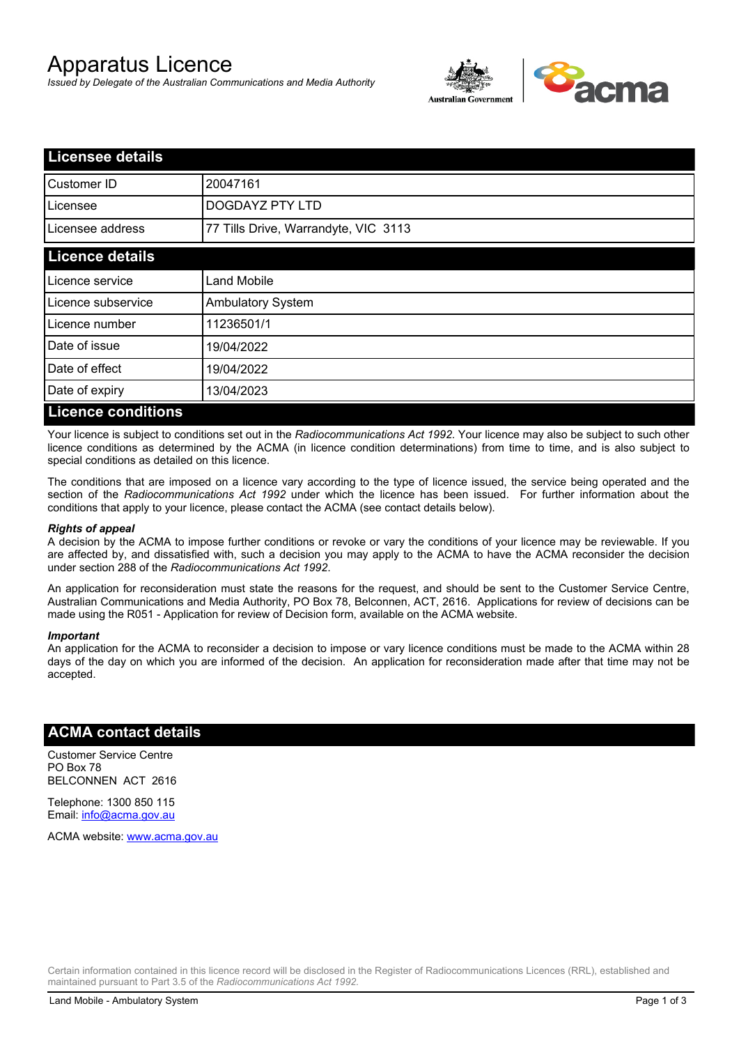# Apparatus Licence

*Issued by Delegate of the Australian Communications and Media Authority*

## Licensee details

| | |
|---|---|
| Customer ID | 20047161 |
| Licensee | DOGDAYZ PTY LTD |
| Licensee address | 77 Tills Drive, Warrandyte, VIC 3113 |

## Licence details

| | |
|---|---|
| Licence service | Land Mobile |
| Licence subservice | Ambulatory System |
| Licence number | 11236501/1 |
| Date of issue | 19/04/2022 |
| Date of effect | 19/04/2022 |
| Date of expiry | 13/04/2023 |

## Licence conditions

Your licence is subject to conditions set out in the *Radiocommunications Act 1992*. Your licence may also be subject to such other licence conditions as determined by the ACMA (in licence condition determinations) from time to time, and is also subject to special conditions as detailed on this licence.

The conditions that are imposed on a licence vary according to the type of licence issued, the service being operated and the section of the *Radiocommunications Act 1992* under which the licence has been issued. For further information about the conditions that apply to your licence, please contact the ACMA (see contact details below).

***Rights of appeal***

A decision by the ACMA to impose further conditions or revoke or vary the conditions of your licence may be reviewable. If you are affected by, and dissatisfied with, such a decision you may apply to the ACMA to have the ACMA reconsider the decision under section 288 of the *Radiocommunications Act 1992*.

An application for reconsideration must state the reasons for the request, and should be sent to the Customer Service Centre, Australian Communications and Media Authority, PO Box 78, Belconnen, ACT, 2616. Applications for review of decisions can be made using the R051 - Application for review of Decision form, available on the ACMA website.

***Important***

An application for the ACMA to reconsider a decision to impose or vary licence conditions must be made to the ACMA within 28 days of the day on which you are informed of the decision. An application for reconsideration made after that time may not be accepted.

## ACMA contact details

Customer Service Centre
PO Box 78
BELCONNEN ACT 2616

Telephone: 1300 850 115
Email: info@acma.gov.au

ACMA website: www.acma.gov.au

Certain information contained in this licence record will be disclosed in the Register of Radiocommunications Licences (RRL), established and maintained pursuant to Part 3.5 of the *Radiocommunications Act 1992.*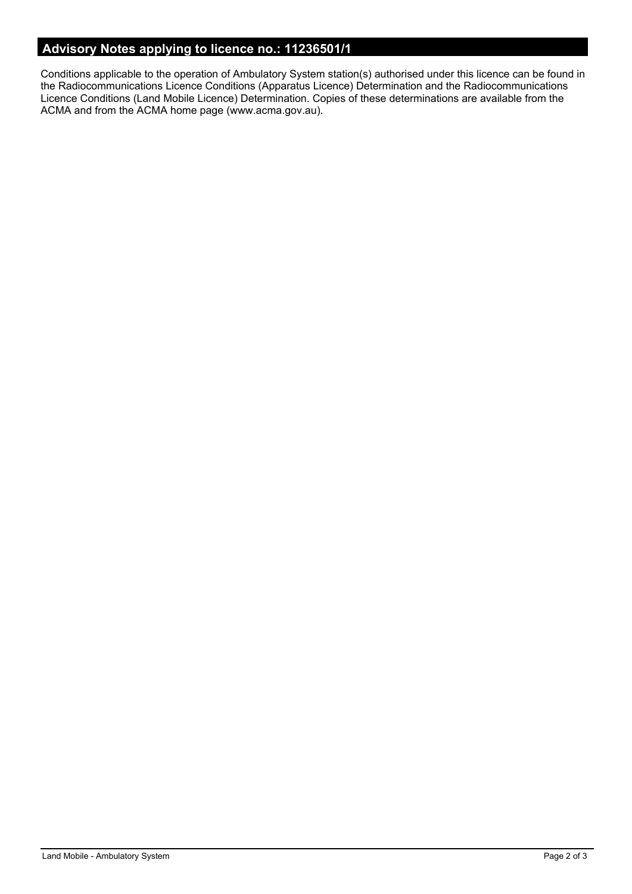## Advisory Notes applying to licence no.: 11236501/1

Conditions applicable to the operation of Ambulatory System station(s) authorised under this licence can be found in the Radiocommunications Licence Conditions (Apparatus Licence) Determination and the Radiocommunications Licence Conditions (Land Mobile Licence) Determination. Copies of these determinations are available from the ACMA and from the ACMA home page (www.acma.gov.au).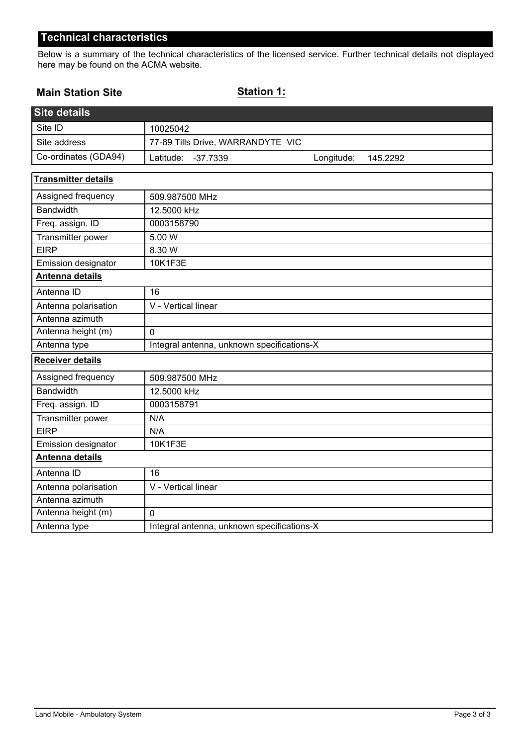## Technical characteristics

Below is a summary of the technical characteristics of the licensed service. Further technical details not displayed here may be found on the ACMA website.

**Main Station Site** **Station 1:**

| Site details | |
|---|---|
| Site ID | 10025042 |
| Site address | 77-89 Tills Drive, WARRANDYTE VIC |
| Co-ordinates (GDA94) | Latitude: -37.7339 Longitude: 145.2292 |

| Transmitter details | |
|---|---|
| Assigned frequency | 509.987500 MHz |
| Bandwidth | 12.5000 kHz |
| Freq. assign. ID | 0003158790 |
| Transmitter power | 5.00 W |
| EIRP | 8.30 W |
| Emission designator | 10K1F3E |
| **Antenna details** | |
| Antenna ID | 16 |
| Antenna polarisation | V - Vertical linear |
| Antenna azimuth | |
| Antenna height (m) | 0 |
| Antenna type | Integral antenna, unknown specifications-X |

| Receiver details | |
|---|---|
| Assigned frequency | 509.987500 MHz |
| Bandwidth | 12.5000 kHz |
| Freq. assign. ID | 0003158791 |
| Transmitter power | N/A |
| EIRP | N/A |
| Emission designator | 10K1F3E |
| **Antenna details** | |
| Antenna ID | 16 |
| Antenna polarisation | V - Vertical linear |
| Antenna azimuth | |
| Antenna height (m) | 0 |
| Antenna type | Integral antenna, unknown specifications-X |